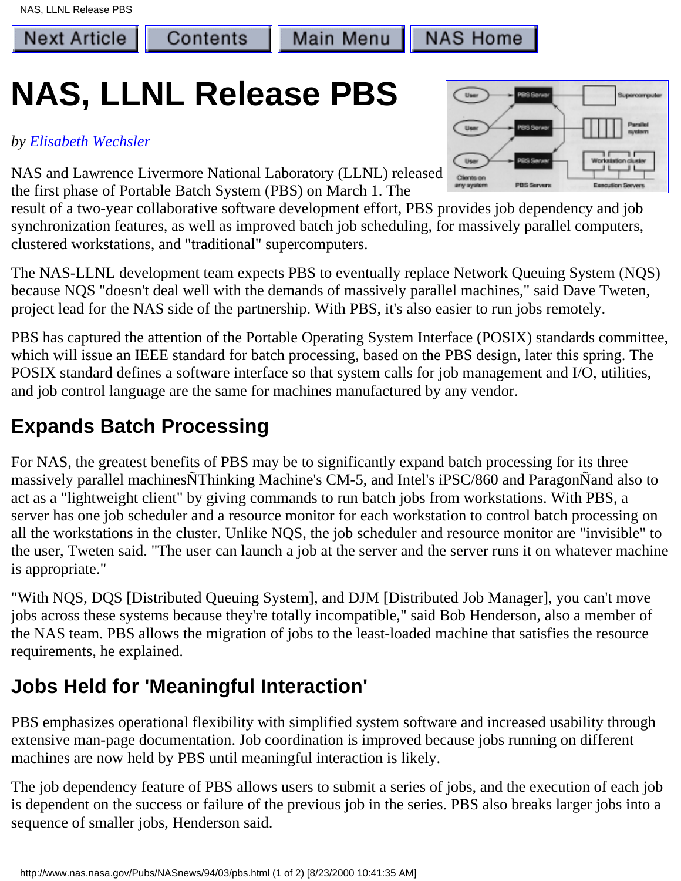# NAS, LLNL Release PBS

*by Elisabeth Wechsler*

NAS and Lawrence Livermore National Laboratory (LLNL) released the first phase of Portable Batch System (PBS) on March 1. The result of a two-year collaborative software development effort, PBS provides job dependency and job synchronization features, as well as improved batch job scheduling, for massively parallel computers, clustered workstations, and "traditional" supercomputers.

The NAS-LLNL development team expects PBS to eventually replace Network Queuing System (NQS) because NQS "doesn't deal well with the demands of massively parallel machines," said Dave Tweten, project lead for the NAS side of the partnership. With PBS, it's also easier to run jobs remotely.

PBS has captured the attention of the Portable Operating System Interface (POSIX) standards committee, which will issue an IEEE standard for batch processing, based on the PBS design, later this spring. The POSIX standard defines a software interface so that system calls for job management and I/O, utilities, and job control language are the same for machines manufactured by any vendor.

## Expands Batch Processing

For NAS, the greatest benefits of PBS may be to significantly expand batch processing for its three massively parallel machinesÑThinking Machine's CM-5, and Intel's iPSC/860 and ParagonÑand also to act as a "lightweight client" by giving commands to run batch jobs from workstations. With PBS, a server has one job scheduler and a resource monitor for each workstation to control batch processing on all the workstations in the cluster. Unlike NQS, the job scheduler and resource monitor are "invisible" to the user, Tweten said. "The user can launch a job at the server and the server runs it on whatever machine is appropriate."

"With NQS, DQS [Distributed Queuing System], and DJM [Distributed Job Manager], you can't move jobs across these systems because they're totally incompatible," said Bob Henderson, also a member of the NAS team. PBS allows the migration of jobs to the least-loaded machine that satisfies the resource requirements, he explained.

## Jobs Held for 'Meaningful Interaction'

PBS emphasizes operational flexibility with simplified system software and increased usability through extensive man-page documentation. Job coordination is improved because jobs running on different machines are now held by PBS until meaningful interaction is likely.

The job dependency feature of PBS allows users to submit a series of jobs, and the execution of each job is dependent on the success or failure of the previous job in the series. PBS also breaks larger jobs into a sequence of smaller jobs, Henderson said.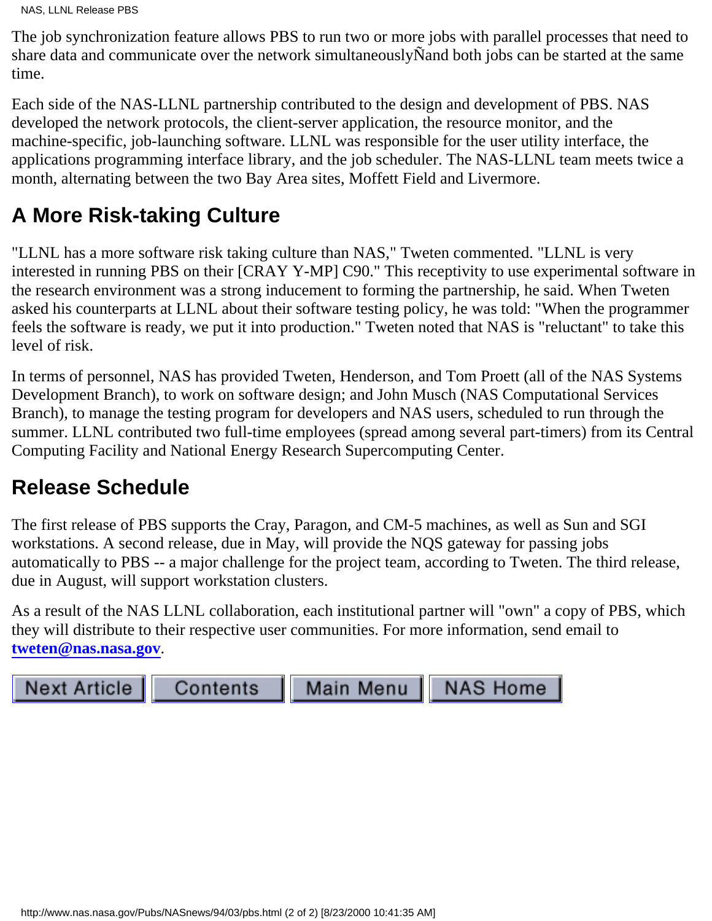The job synchronization feature allows PBS to run two or more jobs with parallel processes that need to share data and communicate over the network simultaneouslyÑand both jobs can be started at the same time.

Each side of the NAS-LLNL partnership contributed to the design and development of PBS. NAS developed the network protocols, the client-server application, the resource monitor, and the machine-specific, job-launching software. LLNL was responsible for the user utility interface, the applications programming interface library, and the job scheduler. The NAS-LLNL team meets twice a month, alternating between the two Bay Area sites, Moffett Field and Livermore.

## A More Risk-taking Culture

"LLNL has a more software risk taking culture than NAS," Tweten commented. "LLNL is very interested in running PBS on their [CRAY Y-MP] C90." This receptivity to use experimental software in the research environment was a strong inducement to forming the partnership, he said. When Tweten asked his counterparts at LLNL about their software testing policy, he was told: "When the programmer feels the software is ready, we put it into production." Tweten noted that NAS is "reluctant" to take this level of risk.

In terms of personnel, NAS has provided Tweten, Henderson, and Tom Proett (all of the NAS Systems Development Branch), to work on software design; and John Musch (NAS Computational Services Branch), to manage the testing program for developers and NAS users, scheduled to run through the summer. LLNL contributed two full-time employees (spread among several part-timers) from its Central Computing Facility and National Energy Research Supercomputing Center.

## Release Schedule

The first release of PBS supports the Cray, Paragon, and CM-5 machines, as well as Sun and SGI workstations. A second release, due in May, will provide the NQS gateway for passing jobs automatically to PBS -- a major challenge for the project team, according to Tweten. The third release, due in August, will support workstation clusters.

As a result of the NAS LLNL collaboration, each institutional partner will "own" a copy of PBS, which they will distribute to their respective user communities. For more information, send email to **tweten@nas.nasa.gov**.

Next Article | Contents | Main Menu | NAS Home